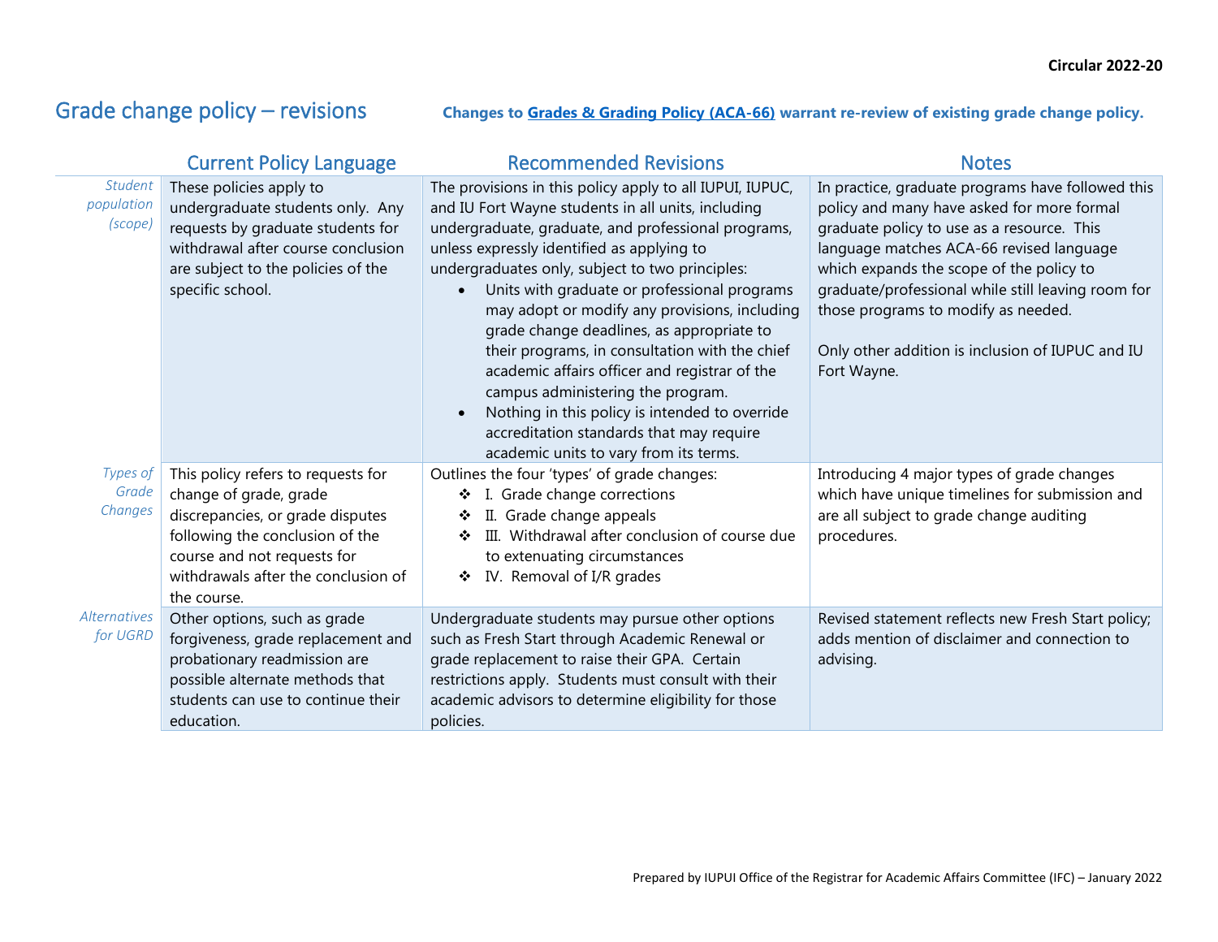Circular 2022-20

# Grade change policy – revisions

**Changes to [Grades & Grading Policy (ACA-66)]() warrant re-review of existing grade change policy.**

| | Current Policy Language | Recommended Revisions | Notes |
|---|---|---|---|
| *Student population (scope)* | These policies apply to undergraduate students only. Any requests by graduate students for withdrawal after course conclusion are subject to the policies of the specific school. | The provisions in this policy apply to all IUPUI, IUPUC, and IU Fort Wayne students in all units, including undergraduate, graduate, and professional programs, unless expressly identified as applying to undergraduates only, subject to two principles:<br>• Units with graduate or professional programs may adopt or modify any provisions, including grade change deadlines, as appropriate to their programs, in consultation with the chief academic affairs officer and registrar of the campus administering the program.<br>• Nothing in this policy is intended to override accreditation standards that may require academic units to vary from its terms. | In practice, graduate programs have followed this policy and many have asked for more formal graduate policy to use as a resource. This language matches ACA-66 revised language which expands the scope of the policy to graduate/professional while still leaving room for those programs to modify as needed.<br><br>Only other addition is inclusion of IUPUC and IU Fort Wayne. |
| *Types of Grade Changes* | This policy refers to requests for change of grade, grade discrepancies, or grade disputes following the conclusion of the course and not requests for withdrawals after the conclusion of the course. | Outlines the four 'types' of grade changes:<br>❖ I. Grade change corrections<br>❖ II. Grade change appeals<br>❖ III. Withdrawal after conclusion of course due to extenuating circumstances<br>❖ IV. Removal of I/R grades | Introducing 4 major types of grade changes which have unique timelines for submission and are all subject to grade change auditing procedures. |
| *Alternatives for UGRD* | Other options, such as grade forgiveness, grade replacement and probationary readmission are possible alternate methods that students can use to continue their education. | Undergraduate students may pursue other options such as Fresh Start through Academic Renewal or grade replacement to raise their GPA. Certain restrictions apply. Students must consult with their academic advisors to determine eligibility for those policies. | Revised statement reflects new Fresh Start policy; adds mention of disclaimer and connection to advising. |

Prepared by IUPUI Office of the Registrar for Academic Affairs Committee (IFC) – January 2022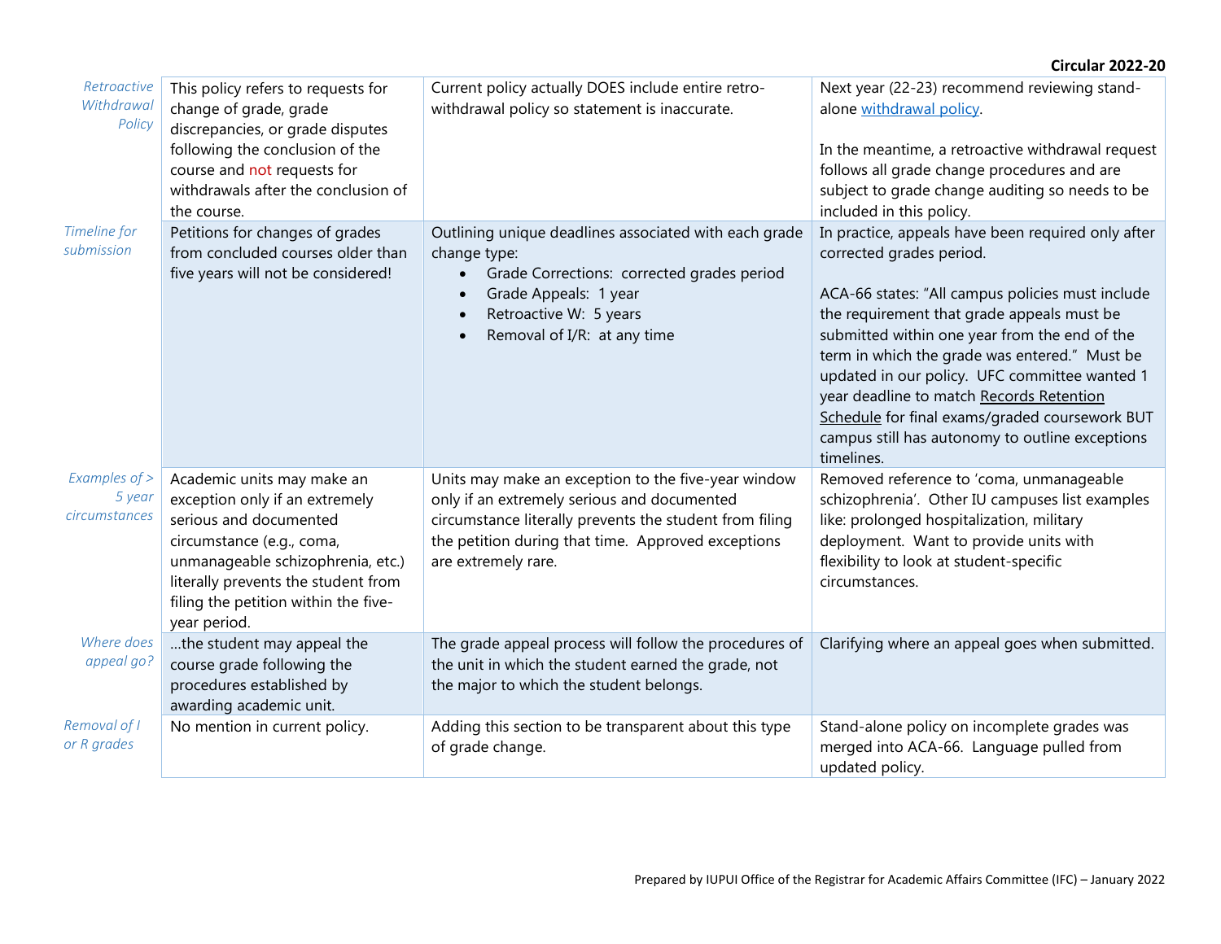**Circular 2022-20**

| | | | |
|---|---|---|---|
| *Retroactive Withdrawal Policy* | This policy refers to requests for change of grade, grade discrepancies, or grade disputes following the conclusion of the course and not requests for withdrawals after the conclusion of the course. | Current policy actually DOES include entire retro-withdrawal policy so statement is inaccurate. | Next year (22-23) recommend reviewing stand-alone withdrawal policy.<br><br>In the meantime, a retroactive withdrawal request follows all grade change procedures and are subject to grade change auditing so needs to be included in this policy. |
| *Timeline for submission* | Petitions for changes of grades from concluded courses older than five years will not be considered! | Outlining unique deadlines associated with each grade change type:<br>• Grade Corrections: corrected grades period<br>• Grade Appeals: 1 year<br>• Retroactive W: 5 years<br>• Removal of I/R: at any time | In practice, appeals have been required only after corrected grades period.<br><br>ACA-66 states: "All campus policies must include the requirement that grade appeals must be submitted within one year from the end of the term in which the grade was entered." Must be updated in our policy. UFC committee wanted 1 year deadline to match Records Retention Schedule for final exams/graded coursework BUT campus still has autonomy to outline exceptions timelines. |
| *Examples of > 5 year circumstances* | Academic units may make an exception only if an extremely serious and documented circumstance (e.g., coma, unmanageable schizophrenia, etc.) literally prevents the student from filing the petition within the five-year period. | Units may make an exception to the five-year window only if an extremely serious and documented circumstance literally prevents the student from filing the petition during that time. Approved exceptions are extremely rare. | Removed reference to 'coma, unmanageable schizophrenia'. Other IU campuses list examples like: prolonged hospitalization, military deployment. Want to provide units with flexibility to look at student-specific circumstances. |
| *Where does appeal go?* | …the student may appeal the course grade following the procedures established by awarding academic unit. | The grade appeal process will follow the procedures of the unit in which the student earned the grade, not the major to which the student belongs. | Clarifying where an appeal goes when submitted. |
| *Removal of I or R grades* | No mention in current policy. | Adding this section to be transparent about this type of grade change. | Stand-alone policy on incomplete grades was merged into ACA-66. Language pulled from updated policy. |

Prepared by IUPUI Office of the Registrar for Academic Affairs Committee (IFC) – January 2022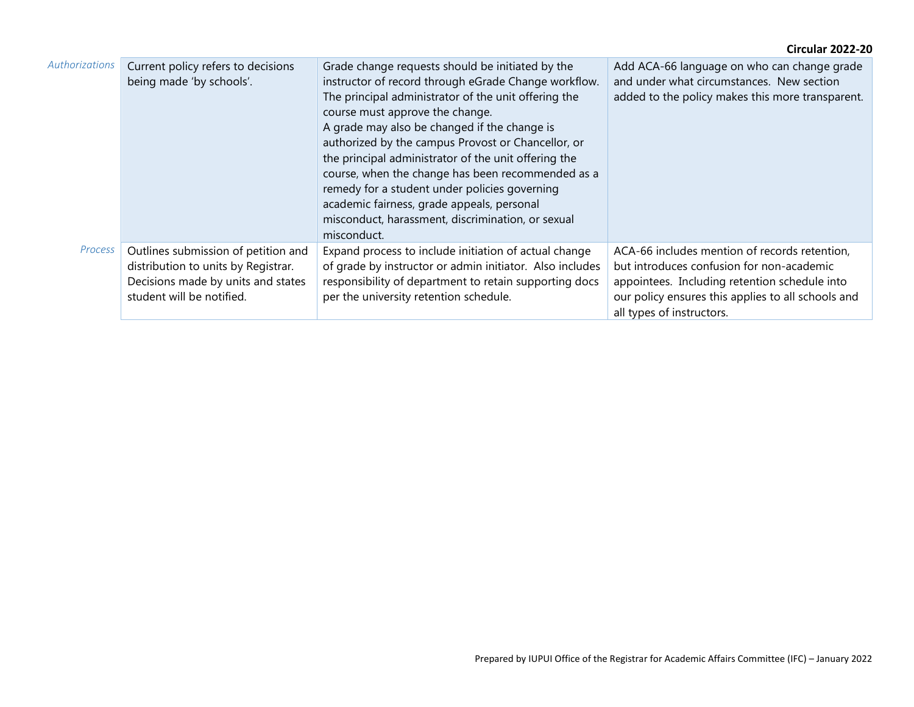**Circular 2022-20**

| | | | |
|---|---|---|---|
| *Authorizations* | Current policy refers to decisions being made 'by schools'. | Grade change requests should be initiated by the instructor of record through eGrade Change workflow. The principal administrator of the unit offering the course must approve the change.<br>A grade may also be changed if the change is authorized by the campus Provost or Chancellor, or the principal administrator of the unit offering the course, when the change has been recommended as a remedy for a student under policies governing academic fairness, grade appeals, personal misconduct, harassment, discrimination, or sexual misconduct. | Add ACA-66 language on who can change grade and under what circumstances. New section added to the policy makes this more transparent. |
| *Process* | Outlines submission of petition and distribution to units by Registrar. Decisions made by units and states student will be notified. | Expand process to include initiation of actual change of grade by instructor or admin initiator. Also includes responsibility of department to retain supporting docs per the university retention schedule. | ACA-66 includes mention of records retention, but introduces confusion for non-academic appointees. Including retention schedule into our policy ensures this applies to all schools and all types of instructors. |

Prepared by IUPUI Office of the Registrar for Academic Affairs Committee (IFC) – January 2022